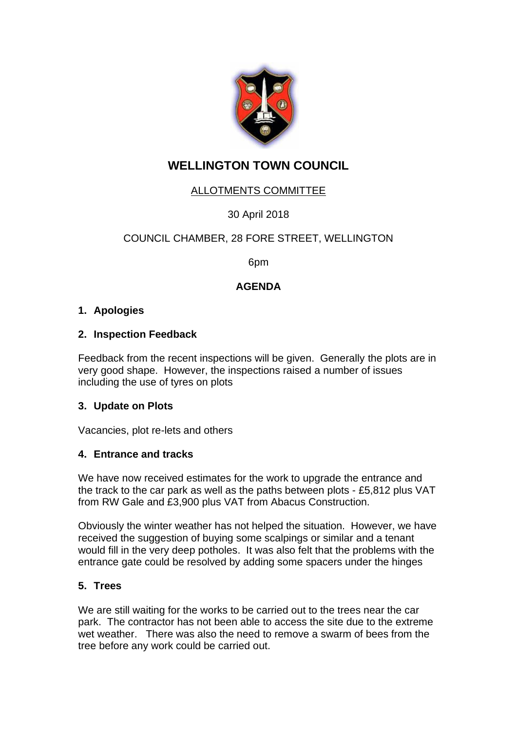# WELLINGTON TOWN COUNCIL

ALLOTMENTS COMMITTEE

30 April 2018

COUNCIL CHAMBER, 28 FORE STREET, WELLINGTON

6pm

**AGENDA**

## 1. Apologies

## 2. Inspection Feedback

Feedback from the recent inspections will be given. Generally the plots are in very good shape. However, the inspections raised a number of issues including the use of tyres on plots

## 3. Update on Plots

Vacancies, plot re-lets and others

## 4. Entrance and tracks

We have now received estimates for the work to upgrade the entrance and the track to the car park as well as the paths between plots - £5,812 plus VAT from RW Gale and £3,900 plus VAT from Abacus Construction.

Obviously the winter weather has not helped the situation. However, we have received the suggestion of buying some scalpings or similar and a tenant would fill in the very deep potholes. It was also felt that the problems with the entrance gate could be resolved by adding some spacers under the hinges

## 5. Trees

We are still waiting for the works to be carried out to the trees near the car park. The contractor has not been able to access the site due to the extreme wet weather. There was also the need to remove a swarm of bees from the tree before any work could be carried out.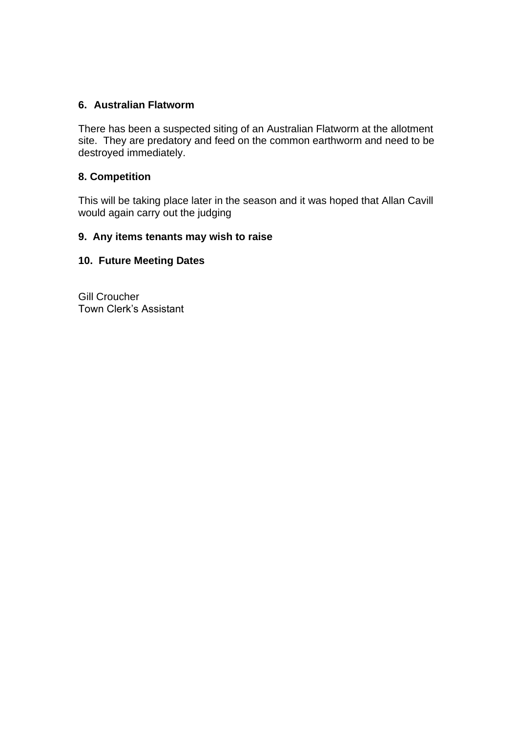### 6. Australian Flatworm

There has been a suspected siting of an Australian Flatworm at the allotment site. They are predatory and feed on the common earthworm and need to be destroyed immediately.

### 8. Competition

This will be taking place later in the season and it was hoped that Allan Cavill would again carry out the judging

### 9. Any items tenants may wish to raise

### 10. Future Meeting Dates

Gill Croucher
Town Clerk's Assistant